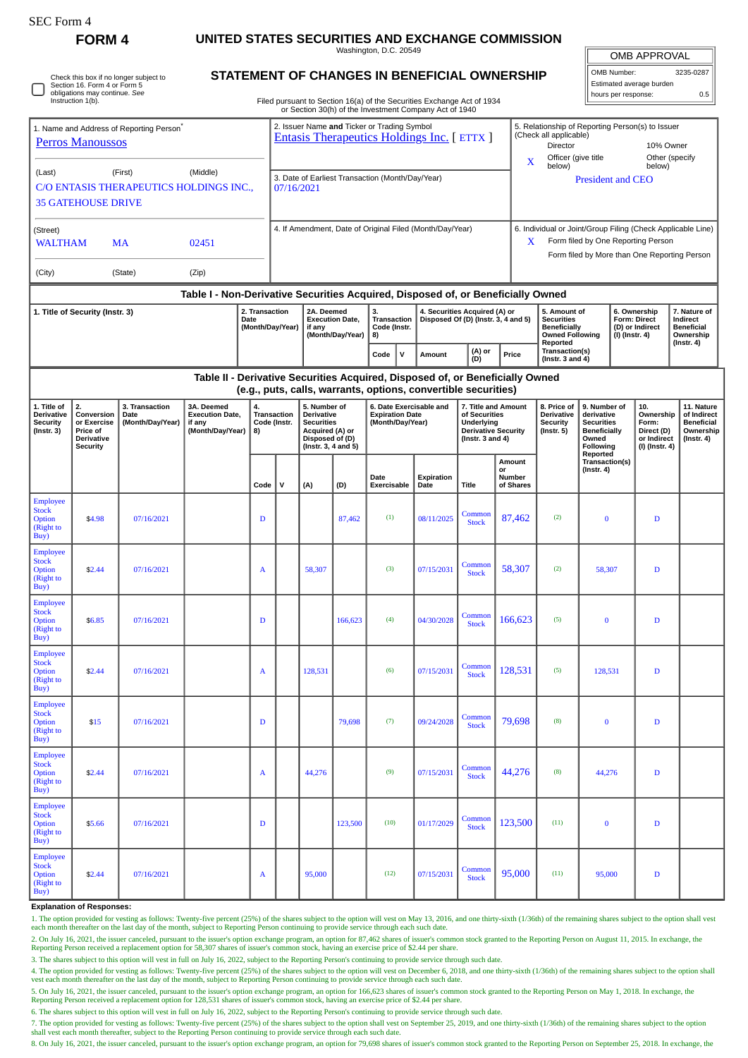SEC Form 4

**FORM 4**

# UNITED STATES SECURITIES AND EXCHANGE COMMISSION

Washington, D.C. 20549

## STATEMENT OF CHANGES IN BENEFICIAL OWNERSHIP

Check this box if no longer subject to Section 16. Form 4 or Form 5 obligations may continue. *See* Instruction 1(b).

Filed pursuant to Section 16(a) of the Securities Exchange Act of 1934 or Section 30(h) of the Investment Company Act of 1940

| OMB APPROVAL | |
|---|---|
| OMB Number: | 3235-0287 |
| Estimated average burden | |
| hours per response: | 0.5 |

1. Name and Address of Reporting Person*
Perros Manoussos

(Last) (First) (Middle)
C/O ENTASIS THERAPEUTICS HOLDINGS INC.,
35 GATEHOUSE DRIVE

(Street)
WALTHAM MA 02451

(City) (State) (Zip)

2. Issuer Name **and** Ticker or Trading Symbol
Entasis Therapeutics Holdings Inc. [ ETTX ]

3. Date of Earliest Transaction (Month/Day/Year)
07/16/2021

4. If Amendment, Date of Original Filed (Month/Day/Year)

5. Relationship of Reporting Person(s) to Issuer (Check all applicable)
Director | 10% Owner
X Officer (give title below) | Other (specify below)
President and CEO

6. Individual or Joint/Group Filing (Check Applicable Line)
X Form filed by One Reporting Person
Form filed by More than One Reporting Person

## Table I - Non-Derivative Securities Acquired, Disposed of, or Beneficially Owned

| 1. Title of Security (Instr. 3) | 2. Transaction Date (Month/Day/Year) | 2A. Deemed Execution Date, if any (Month/Day/Year) | 3. Transaction Code (Instr. 8) | | 4. Securities Acquired (A) or Disposed Of (D) (Instr. 3, 4 and 5) | | | 5. Amount of Securities Beneficially Owned Following Reported Transaction(s) (Instr. 3 and 4) | 6. Ownership Form: Direct (D) or Indirect (I) (Instr. 4) | 7. Nature of Indirect Beneficial Ownership (Instr. 4) |
|---|---|---|---|---|---|---|---|---|---|---|
| | | | Code | V | Amount | (A) or (D) | Price | | | |

## Table II - Derivative Securities Acquired, Disposed of, or Beneficially Owned (e.g., puts, calls, warrants, options, convertible securities)

| 1. Title of Derivative Security (Instr. 3) | 2. Conversion or Exercise Price of Derivative Security | 3. Transaction Date (Month/Day/Year) | 3A. Deemed Execution Date, if any (Month/Day/Year) | 4. Transaction Code (Instr. 8) | | 5. Number of Derivative Securities Acquired (A) or Disposed of (D) (Instr. 3, 4 and 5) | | 6. Date Exercisable and Expiration Date (Month/Day/Year) | | 7. Title and Amount of Securities Underlying Derivative Security (Instr. 3 and 4) | | 8. Price of Derivative Security (Instr. 5) | 9. Number of derivative Securities Beneficially Owned Following Reported Transaction(s) (Instr. 4) | 10. Ownership Form: Direct (D) or Indirect (I) (Instr. 4) | 11. Nature of Indirect Beneficial Ownership (Instr. 4) |
|---|---|---|---|---|---|---|---|---|---|---|---|---|---|---|---|
| | | | | Code | V | (A) | (D) | Date Exercisable | Expiration Date | Title | Amount or Number of Shares | | | | |
| Employee Stock Option (Right to Buy) | $4.98 | 07/16/2021 | | D | | | 87,462 | (1) | 08/11/2025 | Common Stock | 87,462 | (2) | 0 | D | |
| Employee Stock Option (Right to Buy) | $2.44 | 07/16/2021 | | A | | 58,307 | | (3) | 07/15/2031 | Common Stock | 58,307 | (2) | 58,307 | D | |
| Employee Stock Option (Right to Buy) | $6.85 | 07/16/2021 | | D | | | 166,623 | (4) | 04/30/2028 | Common Stock | 166,623 | (5) | 0 | D | |
| Employee Stock Option (Right to Buy) | $2.44 | 07/16/2021 | | A | | 128,531 | | (6) | 07/15/2031 | Common Stock | 128,531 | (5) | 128,531 | D | |
| Employee Stock Option (Right to Buy) | $15 | 07/16/2021 | | D | | | 79,698 | (7) | 09/24/2028 | Common Stock | 79,698 | (8) | 0 | D | |
| Employee Stock Option (Right to Buy) | $2.44 | 07/16/2021 | | A | | 44,276 | | (9) | 07/15/2031 | Common Stock | 44,276 | (8) | 44,276 | D | |
| Employee Stock Option (Right to Buy) | $5.66 | 07/16/2021 | | D | | | 123,500 | (10) | 01/17/2029 | Common Stock | 123,500 | (11) | 0 | D | |
| Employee Stock Option (Right to Buy) | $2.44 | 07/16/2021 | | A | | 95,000 | | (12) | 07/15/2031 | Common Stock | 95,000 | (11) | 95,000 | D | |

**Explanation of Responses:**

1. The option provided for vesting as follows: Twenty-five percent (25%) of the shares subject to the option will vest on May 13, 2016, and one thirty-sixth (1/36th) of the remaining shares subject to the option shall vest each month thereafter on the last day of the month, subject to Reporting Person continuing to provide service through each such date.

2. On July 16, 2021, the issuer canceled, pursuant to the issuer's option exchange program, an option for 87,462 shares of issuer's common stock granted to the Reporting Person on August 11, 2015. In exchange, the Reporting Person received a replacement option for 58,307 shares of issuer's common stock, having an exercise price of $2.44 per share.

3. The shares subject to this option will vest in full on July 16, 2022, subject to the Reporting Person's continuing to provide service through such date.

4. The option provided for vesting as follows: Twenty-five percent (25%) of the shares subject to the option will vest on December 6, 2018, and one thirty-sixth (1/36th) of the remaining shares subject to the option shall vest each month thereafter on the last day of the month, subject to Reporting Person continuing to provide service through each such date.

5. On July 16, 2021, the issuer canceled, pursuant to the issuer's option exchange program, an option for 166,623 shares of issuer's common stock granted to the Reporting Person on May 1, 2018. In exchange, the Reporting Person received a replacement option for 128,531 shares of issuer's common stock, having an exercise price of $2.44 per share.

6. The shares subject to this option will vest in full on July 16, 2022, subject to the Reporting Person's continuing to provide service through such date.

7. The option provided for vesting as follows: Twenty-five percent (25%) of the shares subject to the option shall vest on September 25, 2019, and one thirty-sixth (1/36th) of the remaining shares subject to the option shall vest each month thereafter, subject to the Reporting Person continuing to provide service through each such date.

8. On July 16, 2021, the issuer canceled, pursuant to the issuer's option exchange program, an option for 79,698 shares of issuer's common stock granted to the Reporting Person on September 25, 2018. In exchange, the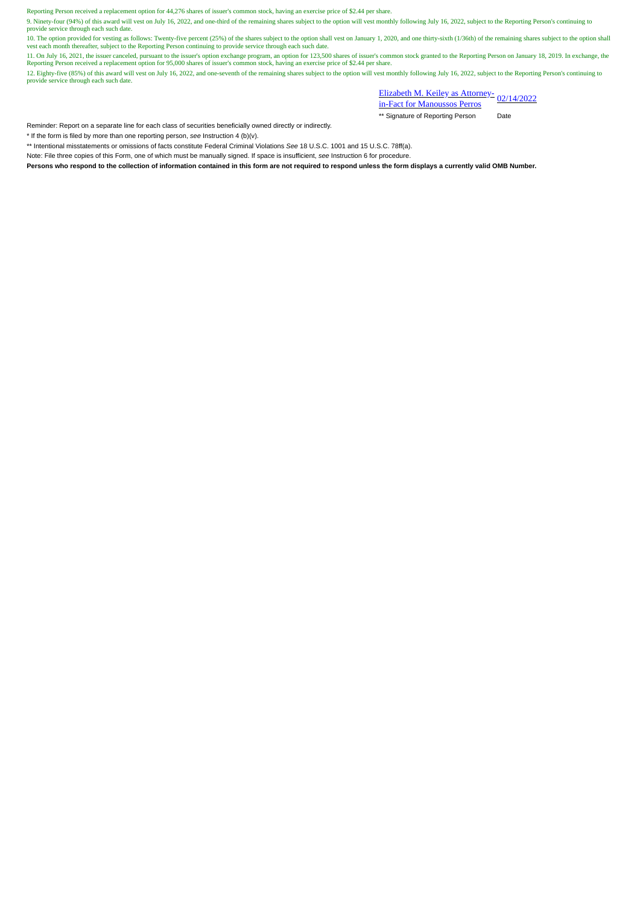Reporting Person received a replacement option for 44,276 shares of issuer's common stock, having an exercise price of $2.44 per share.

9. Ninety-four (94%) of this award will vest on July 16, 2022, and one-third of the remaining shares subject to the option will vest monthly following July 16, 2022, subject to the Reporting Person's continuing to provide service through each such date.

10. The option provided for vesting as follows: Twenty-five percent (25%) of the shares subject to the option shall vest on January 1, 2020, and one thirty-sixth (1/36th) of the remaining shares subject to the option shall vest each month thereafter, subject to the Reporting Person continuing to provide service through each such date.

11. On July 16, 2021, the issuer canceled, pursuant to the issuer's option exchange program, an option for 123,500 shares of issuer's common stock granted to the Reporting Person on January 18, 2019. In exchange, the Reporting Person received a replacement option for 95,000 shares of issuer's common stock, having an exercise price of $2.44 per share.

12. Eighty-five (85%) of this award will vest on July 16, 2022, and one-seventh of the remaining shares subject to the option will vest monthly following July 16, 2022, subject to the Reporting Person's continuing to provide service through each such date.

| | |
|---|---|
| Elizabeth M. Keiley as Attorney-in-Fact for Manoussos Perros | 02/14/2022 |
| ** Signature of Reporting Person | Date |

Reminder: Report on a separate line for each class of securities beneficially owned directly or indirectly.

* If the form is filed by more than one reporting person, *see* Instruction 4 (b)(v).

** Intentional misstatements or omissions of facts constitute Federal Criminal Violations *See* 18 U.S.C. 1001 and 15 U.S.C. 78ff(a).

Note: File three copies of this Form, one of which must be manually signed. If space is insufficient, *see* Instruction 6 for procedure.

**Persons who respond to the collection of information contained in this form are not required to respond unless the form displays a currently valid OMB Number.**